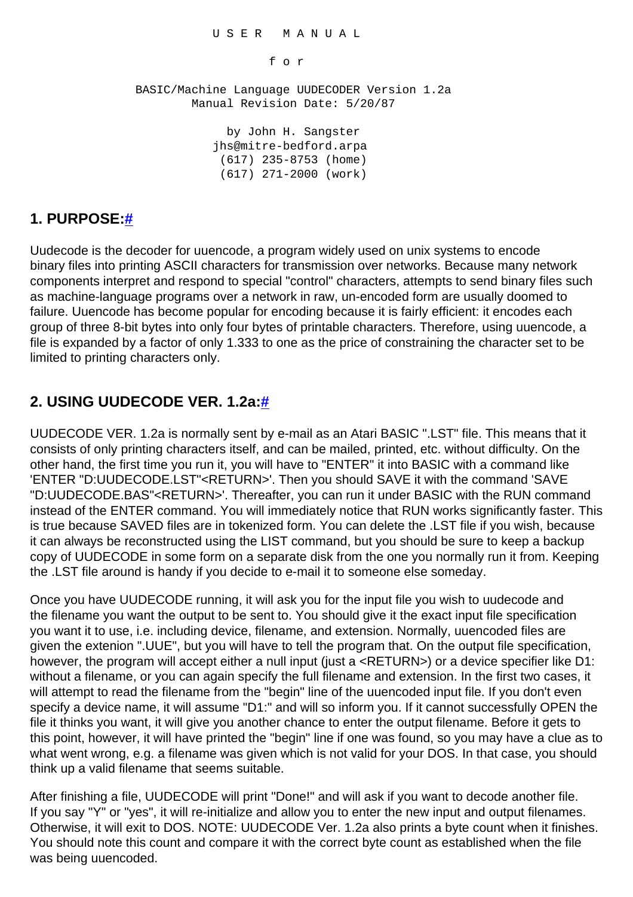```
                     U S E R   M A N U A L

                             f o r

        BASIC/Machine Language UUDECODER Version 1.2a
                Manual Revision Date: 5/20/87

                      by John H. Sangster
                    jhs@mitre-bedford.arpa
                     (617) 235-8753 (home)
                     (617) 271-2000 (work)
```

## 1. PURPOSE:#

Uudecode is the decoder for uuencode, a program widely used on unix systems to encode binary files into printing ASCII characters for transmission over networks. Because many network components interpret and respond to special "control" characters, attempts to send binary files such as machine-language programs over a network in raw, un-encoded form are usually doomed to failure. Uuencode has become popular for encoding because it is fairly efficient: it encodes each group of three 8-bit bytes into only four bytes of printable characters. Therefore, using uuencode, a file is expanded by a factor of only 1.333 to one as the price of constraining the character set to be limited to printing characters only.

## 2. USING UUDECODE VER. 1.2a:#

UUDECODE VER. 1.2a is normally sent by e-mail as an Atari BASIC ".LST" file. This means that it consists of only printing characters itself, and can be mailed, printed, etc. without difficulty. On the other hand, the first time you run it, you will have to "ENTER" it into BASIC with a command like 'ENTER "D:UUDECODE.LST"<RETURN>'. Then you should SAVE it with the command 'SAVE "D:UUDECODE.BAS"<RETURN>'. Thereafter, you can run it under BASIC with the RUN command instead of the ENTER command. You will immediately notice that RUN works significantly faster. This is true because SAVED files are in tokenized form. You can delete the .LST file if you wish, because it can always be reconstructed using the LIST command, but you should be sure to keep a backup copy of UUDECODE in some form on a separate disk from the one you normally run it from. Keeping the .LST file around is handy if you decide to e-mail it to someone else someday.

Once you have UUDECODE running, it will ask you for the input file you wish to uudecode and the filename you want the output to be sent to. You should give it the exact input file specification you want it to use, i.e. including device, filename, and extension. Normally, uuencoded files are given the extenion ".UUE", but you will have to tell the program that. On the output file specification, however, the program will accept either a null input (just a <RETURN>) or a device specifier like D1: without a filename, or you can again specify the full filename and extension. In the first two cases, it will attempt to read the filename from the "begin" line of the uuencoded input file. If you don't even specify a device name, it will assume "D1:" and will so inform you. If it cannot successfully OPEN the file it thinks you want, it will give you another chance to enter the output filename. Before it gets to this point, however, it will have printed the "begin" line if one was found, so you may have a clue as to what went wrong, e.g. a filename was given which is not valid for your DOS. In that case, you should think up a valid filename that seems suitable.

After finishing a file, UUDECODE will print "Done!" and will ask if you want to decode another file. If you say "Y" or "yes", it will re-initialize and allow you to enter the new input and output filenames. Otherwise, it will exit to DOS. NOTE: UUDECODE Ver. 1.2a also prints a byte count when it finishes. You should note this count and compare it with the correct byte count as established when the file was being uuencoded.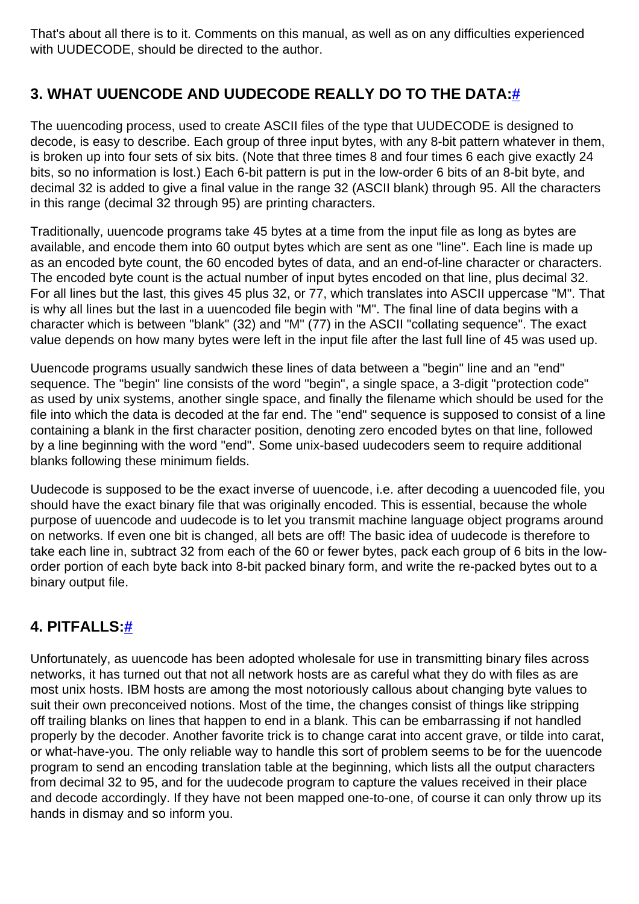That's about all there is to it. Comments on this manual, as well as on any difficulties experienced with UUDECODE, should be directed to the author.

## 3. WHAT UUENCODE AND UUDECODE REALLY DO TO THE DATA:#

The uuencoding process, used to create ASCII files of the type that UUDECODE is designed to decode, is easy to describe. Each group of three input bytes, with any 8-bit pattern whatever in them, is broken up into four sets of six bits. (Note that three times 8 and four times 6 each give exactly 24 bits, so no information is lost.) Each 6-bit pattern is put in the low-order 6 bits of an 8-bit byte, and decimal 32 is added to give a final value in the range 32 (ASCII blank) through 95. All the characters in this range (decimal 32 through 95) are printing characters.

Traditionally, uuencode programs take 45 bytes at a time from the input file as long as bytes are available, and encode them into 60 output bytes which are sent as one "line". Each line is made up as an encoded byte count, the 60 encoded bytes of data, and an end-of-line character or characters. The encoded byte count is the actual number of input bytes encoded on that line, plus decimal 32. For all lines but the last, this gives 45 plus 32, or 77, which translates into ASCII uppercase "M". That is why all lines but the last in a uuencoded file begin with "M". The final line of data begins with a character which is between "blank" (32) and "M" (77) in the ASCII "collating sequence". The exact value depends on how many bytes were left in the input file after the last full line of 45 was used up.

Uuencode programs usually sandwich these lines of data between a "begin" line and an "end" sequence. The "begin" line consists of the word "begin", a single space, a 3-digit "protection code" as used by unix systems, another single space, and finally the filename which should be used for the file into which the data is decoded at the far end. The "end" sequence is supposed to consist of a line containing a blank in the first character position, denoting zero encoded bytes on that line, followed by a line beginning with the word "end". Some unix-based uudecoders seem to require additional blanks following these minimum fields.

Uudecode is supposed to be the exact inverse of uuencode, i.e. after decoding a uuencoded file, you should have the exact binary file that was originally encoded. This is essential, because the whole purpose of uuencode and uudecode is to let you transmit machine language object programs around on networks. If even one bit is changed, all bets are off! The basic idea of uudecode is therefore to take each line in, subtract 32 from each of the 60 or fewer bytes, pack each group of 6 bits in the low-order portion of each byte back into 8-bit packed binary form, and write the re-packed bytes out to a binary output file.

## 4. PITFALLS:#

Unfortunately, as uuencode has been adopted wholesale for use in transmitting binary files across networks, it has turned out that not all network hosts are as careful what they do with files as are most unix hosts. IBM hosts are among the most notoriously callous about changing byte values to suit their own preconceived notions. Most of the time, the changes consist of things like stripping off trailing blanks on lines that happen to end in a blank. This can be embarrassing if not handled properly by the decoder. Another favorite trick is to change carat into accent grave, or tilde into carat, or what-have-you. The only reliable way to handle this sort of problem seems to be for the uuencode program to send an encoding translation table at the beginning, which lists all the output characters from decimal 32 to 95, and for the uudecode program to capture the values received in their place and decode accordingly. If they have not been mapped one-to-one, of course it can only throw up its hands in dismay and so inform you.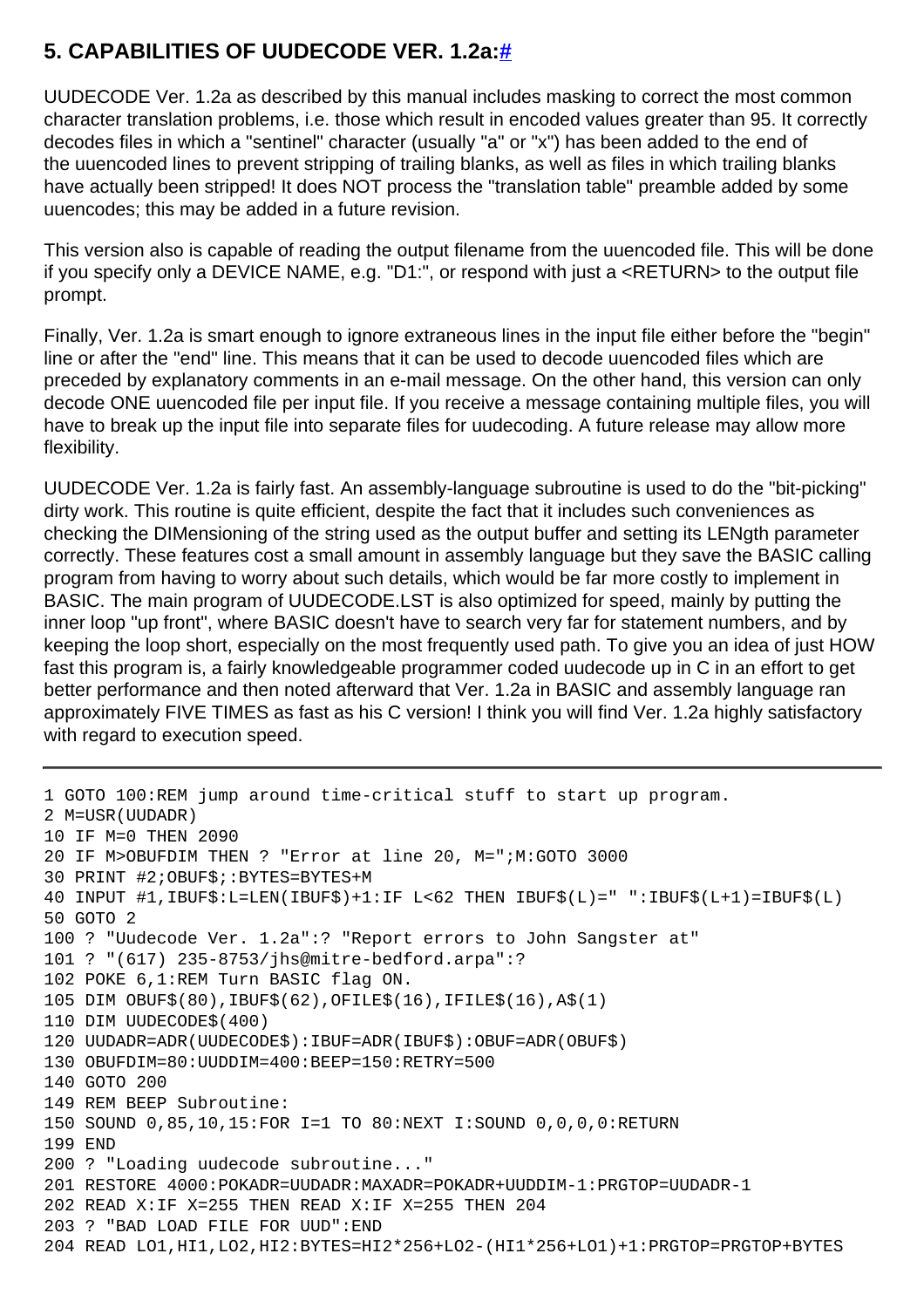## 5. CAPABILITIES OF UUDECODE VER. 1.2a:#

UUDECODE Ver. 1.2a as described by this manual includes masking to correct the most common character translation problems, i.e. those which result in encoded values greater than 95. It correctly decodes files in which a "sentinel" character (usually "a" or "x") has been added to the end of the uuencoded lines to prevent stripping of trailing blanks, as well as files in which trailing blanks have actually been stripped! It does NOT process the "translation table" preamble added by some uuencodes; this may be added in a future revision.

This version also is capable of reading the output filename from the uuencoded file. This will be done if you specify only a DEVICE NAME, e.g. "D1:", or respond with just a <RETURN> to the output file prompt.

Finally, Ver. 1.2a is smart enough to ignore extraneous lines in the input file either before the "begin" line or after the "end" line. This means that it can be used to decode uuencoded files which are preceded by explanatory comments in an e-mail message. On the other hand, this version can only decode ONE uuencoded file per input file. If you receive a message containing multiple files, you will have to break up the input file into separate files for uudecoding. A future release may allow more flexibility.

UUDECODE Ver. 1.2a is fairly fast. An assembly-language subroutine is used to do the "bit-picking" dirty work. This routine is quite efficient, despite the fact that it includes such conveniences as checking the DIMensioning of the string used as the output buffer and setting its LENgth parameter correctly. These features cost a small amount in assembly language but they save the BASIC calling program from having to worry about such details, which would be far more costly to implement in BASIC. The main program of UUDECODE.LST is also optimized for speed, mainly by putting the inner loop "up front", where BASIC doesn't have to search very far for statement numbers, and by keeping the loop short, especially on the most frequently used path. To give you an idea of just HOW fast this program is, a fairly knowledgeable programmer coded uudecode up in C in an effort to get better performance and then noted afterward that Ver. 1.2a in BASIC and assembly language ran approximately FIVE TIMES as fast as his C version! I think you will find Ver. 1.2a highly satisfactory with regard to execution speed.

---

```
1 GOTO 100:REM jump around time-critical stuff to start up program.
2 M=USR(UUDADR)
10 IF M=0 THEN 2090
20 IF M>OBUFDIM THEN ? "Error at line 20, M=";M:GOTO 3000
30 PRINT #2;OBUF$;:BYTES=BYTES+M
40 INPUT #1,IBUF$:L=LEN(IBUF$)+1:IF L<62 THEN IBUF$(L)=" ":IBUF$(L+1)=IBUF$(L)
50 GOTO 2
100 ? "Uudecode Ver. 1.2a":? "Report errors to John Sangster at"
101 ? "(617) 235-8753/jhs@mitre-bedford.arpa":?
102 POKE 6,1:REM Turn BASIC flag ON.
105 DIM OBUF$(80),IBUF$(62),OFILE$(16),IFILE$(16),A$(1)
110 DIM UUDECODE$(400)
120 UUDADR=ADR(UUDECODE$):IBUF=ADR(IBUF$):OBUF=ADR(OBUF$)
130 OBUFDIM=80:UUDDIM=400:BEEP=150:RETRY=500
140 GOTO 200
149 REM BEEP Subroutine:
150 SOUND 0,85,10,15:FOR I=1 TO 80:NEXT I:SOUND 0,0,0,0:RETURN
199 END
200 ? "Loading uudecode subroutine..."
201 RESTORE 4000:POKADR=UUDADR:MAXADR=POKADR+UUDDIM-1:PRGTOP=UUDADR-1
202 READ X:IF X=255 THEN READ X:IF X=255 THEN 204
203 ? "BAD LOAD FILE FOR UUD":END
204 READ LO1,HI1,LO2,HI2:BYTES=HI2*256+LO2-(HI1*256+LO1)+1:PRGTOP=PRGTOP+BYTES
```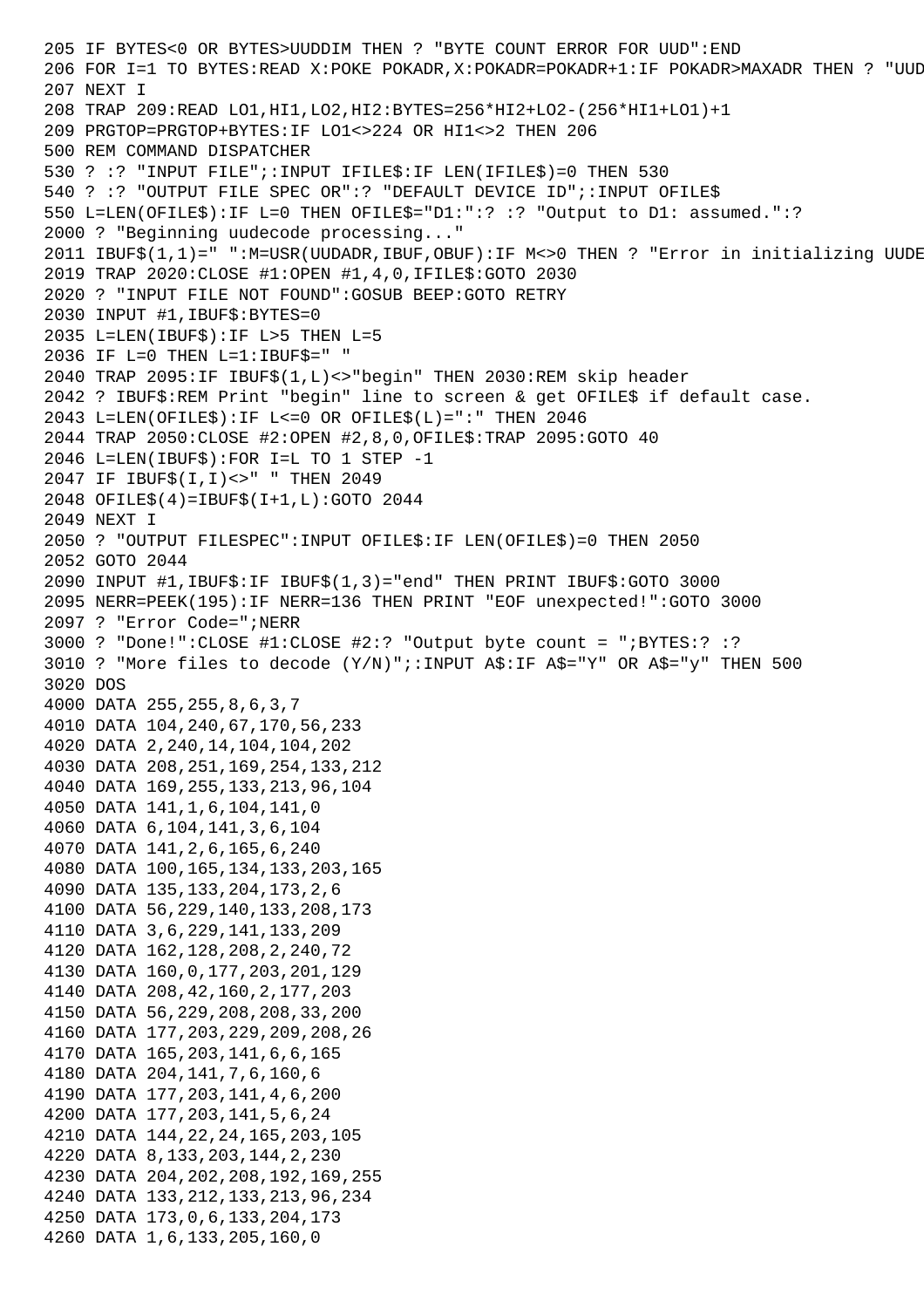```
205 IF BYTES<0 OR BYTES>UUDDIM THEN ? "BYTE COUNT ERROR FOR UUD":END
206 FOR I=1 TO BYTES:READ X:POKE POKADR,X:POKADR=POKADR+1:IF POKADR>MAXADR THEN ? "UUD
207 NEXT I
208 TRAP 209:READ LO1,HI1,LO2,HI2:BYTES=256*HI2+LO2-(256*HI1+LO1)+1
209 PRGTOP=PRGTOP+BYTES:IF LO1<>224 OR HI1<>2 THEN 206
500 REM COMMAND DISPATCHER
530 ? :? "INPUT FILE";:INPUT IFILE$:IF LEN(IFILE$)=0 THEN 530
540 ? :? "OUTPUT FILE SPEC OR":? "DEFAULT DEVICE ID";:INPUT OFILE$
550 L=LEN(OFILE$):IF L=0 THEN OFILE$="D1:":? :? "Output to D1: assumed.":?
2000 ? "Beginning uudecode processing..."
2011 IBUF$(1,1)=" ":M=USR(UUDADR,IBUF,OBUF):IF M<>0 THEN ? "Error in initializing UUDE
2019 TRAP 2020:CLOSE #1:OPEN #1,4,0,IFILE$:GOTO 2030
2020 ? "INPUT FILE NOT FOUND":GOSUB BEEP:GOTO RETRY
2030 INPUT #1,IBUF$:BYTES=0
2035 L=LEN(IBUF$):IF L>5 THEN L=5
2036 IF L=0 THEN L=1:IBUF$=" "
2040 TRAP 2095:IF IBUF$(1,L)<>"begin" THEN 2030:REM skip header
2042 ? IBUF$:REM Print "begin" line to screen & get OFILE$ if default case.
2043 L=LEN(OFILE$):IF L<=0 OR OFILE$(L)=":" THEN 2046
2044 TRAP 2050:CLOSE #2:OPEN #2,8,0,OFILE$:TRAP 2095:GOTO 40
2046 L=LEN(IBUF$):FOR I=L TO 1 STEP -1
2047 IF IBUF$(I,I)<>" " THEN 2049
2048 OFILE$(4)=IBUF$(I+1,L):GOTO 2044
2049 NEXT I
2050 ? "OUTPUT FILESPEC":INPUT OFILE$:IF LEN(OFILE$)=0 THEN 2050
2052 GOTO 2044
2090 INPUT #1,IBUF$:IF IBUF$(1,3)="end" THEN PRINT IBUF$:GOTO 3000
2095 NERR=PEEK(195):IF NERR=136 THEN PRINT "EOF unexpected!":GOTO 3000
2097 ? "Error Code=";NERR
3000 ? "Done!":CLOSE #1:CLOSE #2:? "Output byte count = ";BYTES:? :?
3010 ? "More files to decode (Y/N)";:INPUT A$:IF A$="Y" OR A$="y" THEN 500
3020 DOS
4000 DATA 255,255,8,6,3,7
4010 DATA 104,240,67,170,56,233
4020 DATA 2,240,14,104,104,202
4030 DATA 208,251,169,254,133,212
4040 DATA 169,255,133,213,96,104
4050 DATA 141,1,6,104,141,0
4060 DATA 6,104,141,3,6,104
4070 DATA 141,2,6,165,6,240
4080 DATA 100,165,134,133,203,165
4090 DATA 135,133,204,173,2,6
4100 DATA 56,229,140,133,208,173
4110 DATA 3,6,229,141,133,209
4120 DATA 162,128,208,2,240,72
4130 DATA 160,0,177,203,201,129
4140 DATA 208,42,160,2,177,203
4150 DATA 56,229,208,208,33,200
4160 DATA 177,203,229,209,208,26
4170 DATA 165,203,141,6,6,165
4180 DATA 204,141,7,6,160,6
4190 DATA 177,203,141,4,6,200
4200 DATA 177,203,141,5,6,24
4210 DATA 144,22,24,165,203,105
4220 DATA 8,133,203,144,2,230
4230 DATA 204,202,208,192,169,255
4240 DATA 133,212,133,213,96,234
4250 DATA 173,0,6,133,204,173
4260 DATA 1,6,133,205,160,0
```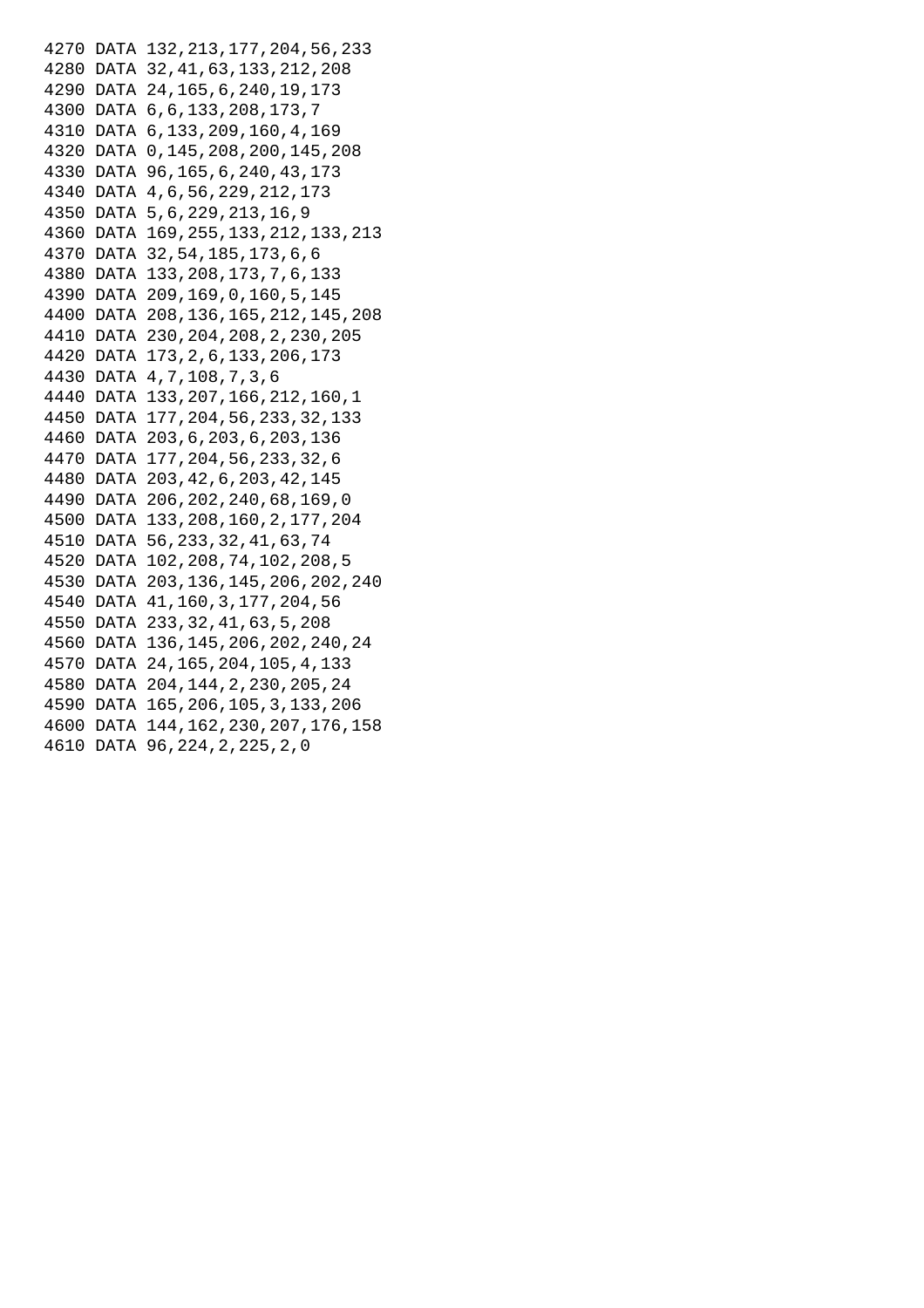```
4270 DATA 132,213,177,204,56,233
4280 DATA 32,41,63,133,212,208
4290 DATA 24,165,6,240,19,173
4300 DATA 6,6,133,208,173,7
4310 DATA 6,133,209,160,4,169
4320 DATA 0,145,208,200,145,208
4330 DATA 96,165,6,240,43,173
4340 DATA 4,6,56,229,212,173
4350 DATA 5,6,229,213,16,9
4360 DATA 169,255,133,212,133,213
4370 DATA 32,54,185,173,6,6
4380 DATA 133,208,173,7,6,133
4390 DATA 209,169,0,160,5,145
4400 DATA 208,136,165,212,145,208
4410 DATA 230,204,208,2,230,205
4420 DATA 173,2,6,133,206,173
4430 DATA 4,7,108,7,3,6
4440 DATA 133,207,166,212,160,1
4450 DATA 177,204,56,233,32,133
4460 DATA 203,6,203,6,203,136
4470 DATA 177,204,56,233,32,6
4480 DATA 203,42,6,203,42,145
4490 DATA 206,202,240,68,169,0
4500 DATA 133,208,160,2,177,204
4510 DATA 56,233,32,41,63,74
4520 DATA 102,208,74,102,208,5
4530 DATA 203,136,145,206,202,240
4540 DATA 41,160,3,177,204,56
4550 DATA 233,32,41,63,5,208
4560 DATA 136,145,206,202,240,24
4570 DATA 24,165,204,105,4,133
4580 DATA 204,144,2,230,205,24
4590 DATA 165,206,105,3,133,206
4600 DATA 144,162,230,207,176,158
4610 DATA 96,224,2,225,2,0
```